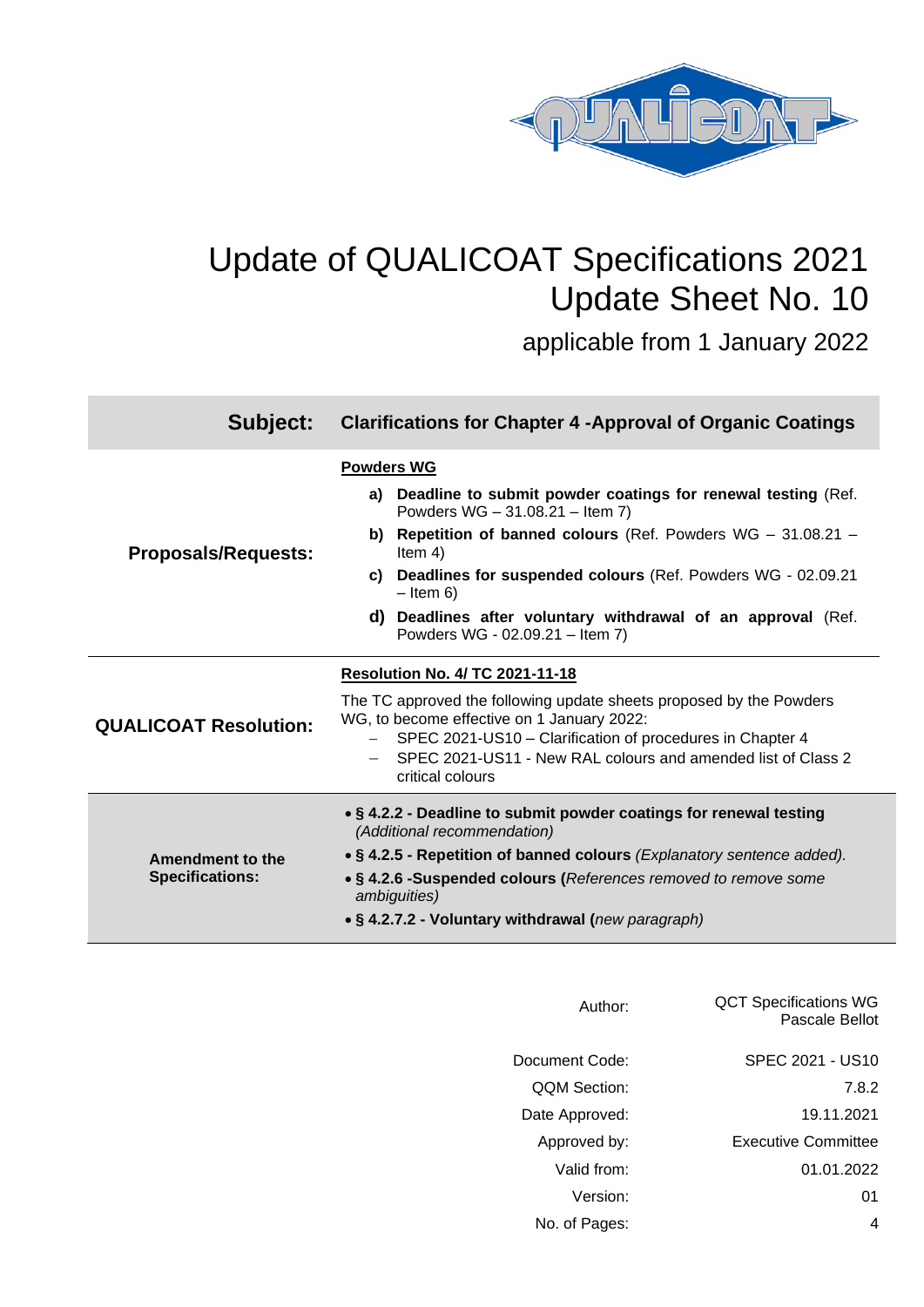# Update of QUALICOAT Specifications 2021
# Update Sheet No. 10

applicable from 1 January 2022

| **Subject:** | **Clarifications for Chapter 4 -Approval of Organic Coatings** |
|---|---|
| **Proposals/Requests:** | **Powders WG**<br>**a) Deadline to submit powder coatings for renewal testing** (Ref. Powders WG – 31.08.21 – Item 7)<br>**b) Repetition of banned colours** (Ref. Powders WG – 31.08.21 – Item 4)<br>**c) Deadlines for suspended colours** (Ref. Powders WG - 02.09.21 – Item 6)<br>**d) Deadlines after voluntary withdrawal of an approval** (Ref. Powders WG - 02.09.21 – Item 7) |
| **QUALICOAT Resolution:** | **Resolution No. 4/ TC 2021-11-18**<br>The TC approved the following update sheets proposed by the Powders WG, to become effective on 1 January 2022:<br>– SPEC 2021-US10 – Clarification of procedures in Chapter 4<br>– SPEC 2021-US11 - New RAL colours and amended list of Class 2 critical colours |
| **Amendment to the Specifications:** | • **§ 4.2.2 - Deadline to submit powder coatings for renewal testing** *(Additional recommendation)*<br>• **§ 4.2.5 - Repetition of banned colours** *(Explanatory sentence added).*<br>• **§ 4.2.6 -Suspended colours (***References removed to remove some ambiguities)*<br>• **§ 4.2.7.2 - Voluntary withdrawal (***new paragraph)* |

| | |
|---|---|
| Author: | QCT Specifications WG<br>Pascale Bellot |
| Document Code: | SPEC 2021 - US10 |
| QQM Section: | 7.8.2 |
| Date Approved: | 19.11.2021 |
| Approved by: | Executive Committee |
| Valid from: | 01.01.2022 |
| Version: | 01 |
| No. of Pages: | 4 |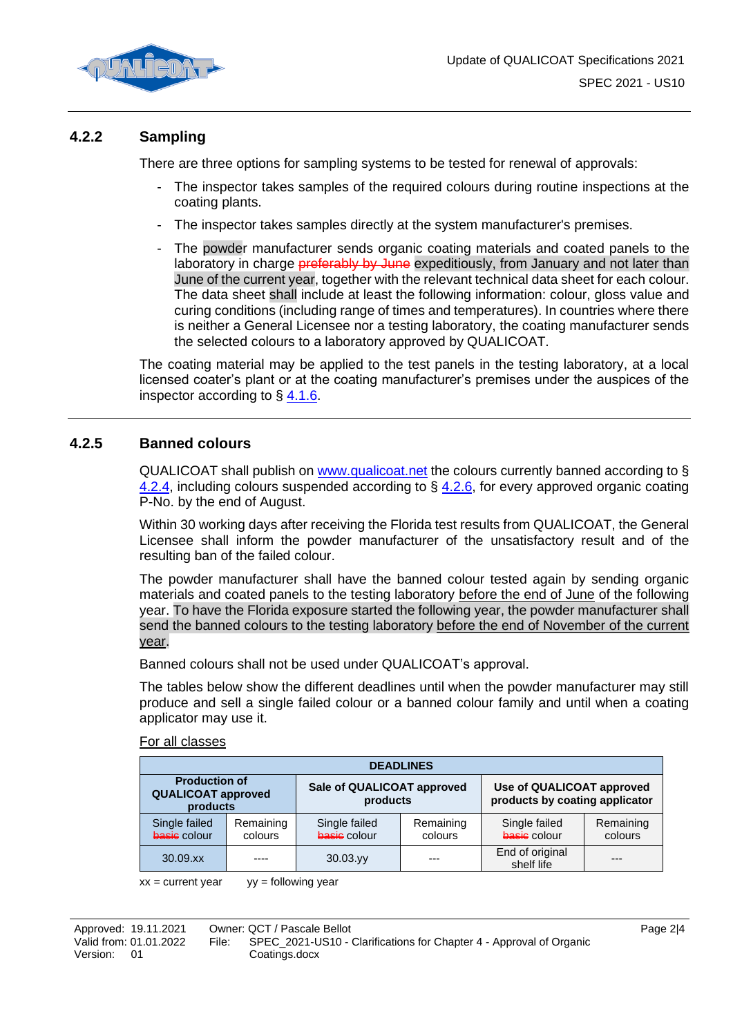## 4.2.2 Sampling

There are three options for sampling systems to be tested for renewal of approvals:

- The inspector takes samples of the required colours during routine inspections at the coating plants.
- The inspector takes samples directly at the system manufacturer's premises.
- The powder manufacturer sends organic coating materials and coated panels to the laboratory in charge ~~preferably by June~~ expeditiously, from January and not later than June of the current year, together with the relevant technical data sheet for each colour. The data sheet shall include at least the following information: colour, gloss value and curing conditions (including range of times and temperatures). In countries where there is neither a General Licensee nor a testing laboratory, the coating manufacturer sends the selected colours to a laboratory approved by QUALICOAT.

The coating material may be applied to the test panels in the testing laboratory, at a local licensed coater's plant or at the coating manufacturer's premises under the auspices of the inspector according to § 4.1.6.

## 4.2.5 Banned colours

QUALICOAT shall publish on www.qualicoat.net the colours currently banned according to § 4.2.4, including colours suspended according to § 4.2.6, for every approved organic coating P-No. by the end of August.

Within 30 working days after receiving the Florida test results from QUALICOAT, the General Licensee shall inform the powder manufacturer of the unsatisfactory result and of the resulting ban of the failed colour.

The powder manufacturer shall have the banned colour tested again by sending organic materials and coated panels to the testing laboratory before the end of June of the following year. To have the Florida exposure started the following year, the powder manufacturer shall send the banned colours to the testing laboratory before the end of November of the current year.

Banned colours shall not be used under QUALICOAT's approval.

The tables below show the different deadlines until when the powder manufacturer may still produce and sell a single failed colour or a banned colour family and until when a coating applicator may use it.

For all classes

| DEADLINES | | | | | |
|---|---|---|---|---|---|
| **Production of QUALICOAT approved products** | | **Sale of QUALICOAT approved products** | | **Use of QUALICOAT approved products by coating applicator** | |
| Single failed ~~basic~~ colour | Remaining colours | Single failed ~~basic~~ colour | Remaining colours | Single failed ~~basic~~ colour | Remaining colours |
| 30.09.xx | ---- | 30.03.yy | --- | End of original shelf life | --- |

xx = current year    yy = following year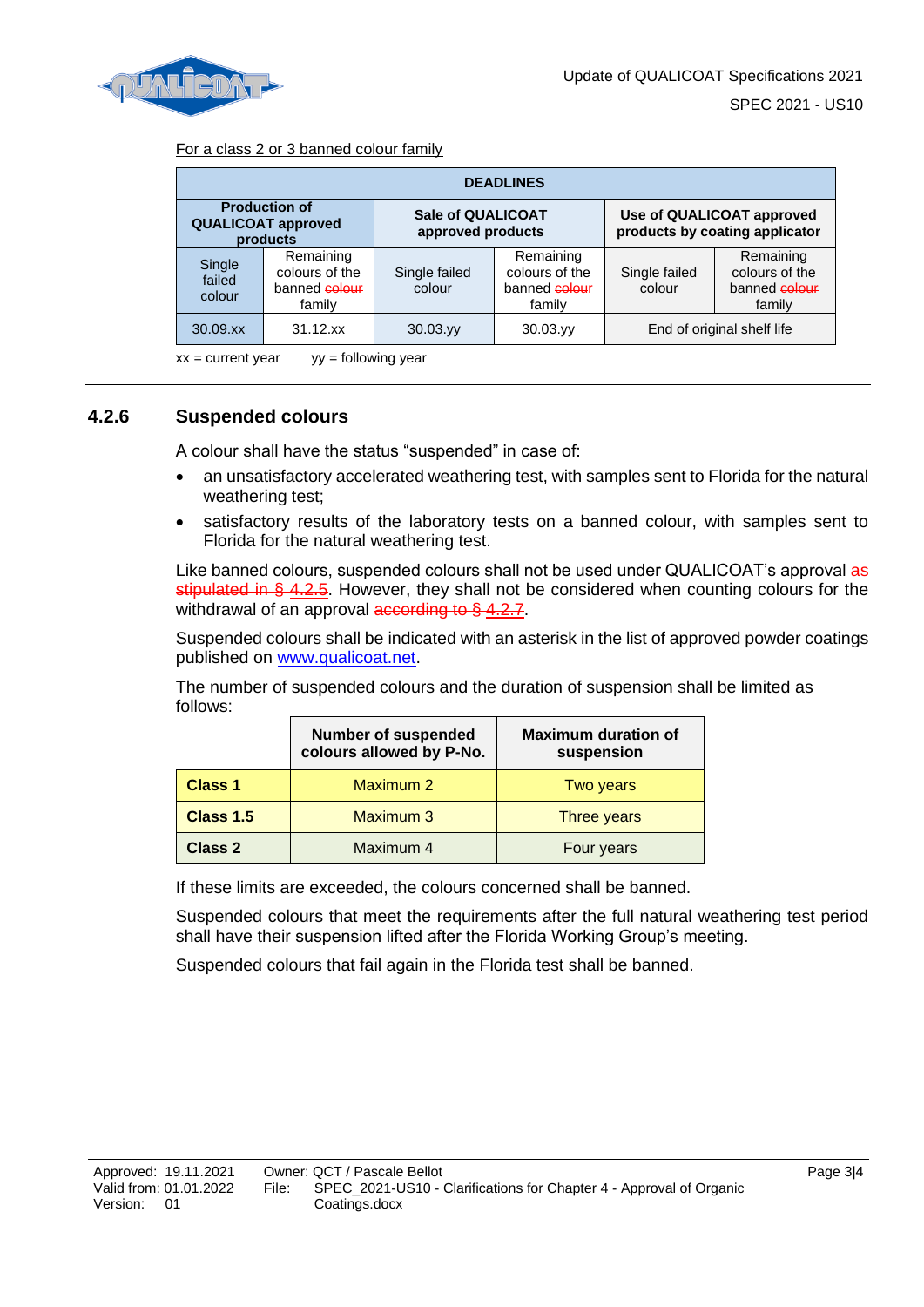For a class 2 or 3 banned colour family

| DEADLINES | | | | | |
|---|---|---|---|---|---|
| **Production of QUALICOAT approved products** | | **Sale of QUALICOAT approved products** | | **Use of QUALICOAT approved products by coating applicator** | |
| Single failed colour | Remaining colours of the banned ~~colour~~ family | Single failed colour | Remaining colours of the banned ~~colour~~ family | Single failed colour | Remaining colours of the banned ~~colour~~ family |
| 30.09.xx | 31.12.xx | 30.03.yy | 30.03.yy | End of original shelf life | |

xx = current year    yy = following year

## 4.2.6 Suspended colours

A colour shall have the status "suspended" in case of:

- an unsatisfactory accelerated weathering test, with samples sent to Florida for the natural weathering test;
- satisfactory results of the laboratory tests on a banned colour, with samples sent to Florida for the natural weathering test.

Like banned colours, suspended colours shall not be used under QUALICOAT's approval ~~as stipulated in § 4.2.5~~. However, they shall not be considered when counting colours for the withdrawal of an approval ~~according to § 4.2.7~~.

Suspended colours shall be indicated with an asterisk in the list of approved powder coatings published on www.qualicoat.net.

The number of suspended colours and the duration of suspension shall be limited as follows:

| | Number of suspended colours allowed by P-No. | Maximum duration of suspension |
|---|---|---|
| **Class 1** | Maximum 2 | Two years |
| **Class 1.5** | Maximum 3 | Three years |
| **Class 2** | Maximum 4 | Four years |

If these limits are exceeded, the colours concerned shall be banned.

Suspended colours that meet the requirements after the full natural weathering test period shall have their suspension lifted after the Florida Working Group's meeting.

Suspended colours that fail again in the Florida test shall be banned.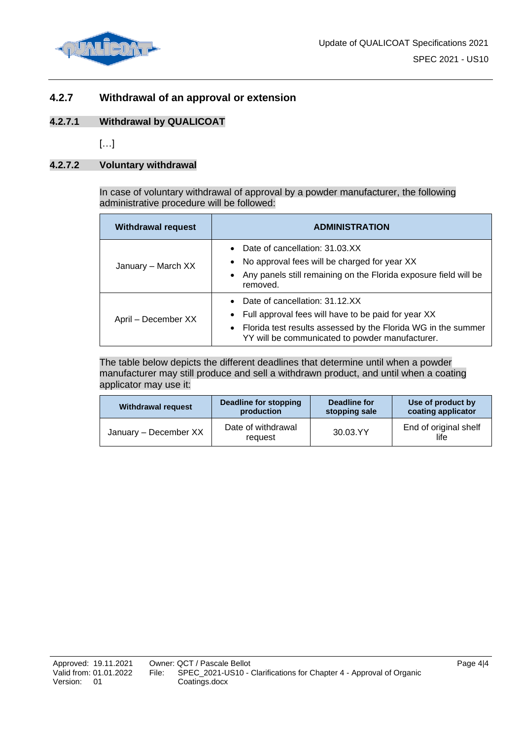### 4.2.7 Withdrawal of an approval or extension

#### 4.2.7.1 Withdrawal by QUALICOAT

[…]

#### 4.2.7.2 Voluntary withdrawal

In case of voluntary withdrawal of approval by a powder manufacturer, the following administrative procedure will be followed:

| Withdrawal request | ADMINISTRATION |
|---|---|
| January – March XX | • Date of cancellation: 31.03.XX<br>• No approval fees will be charged for year XX<br>• Any panels still remaining on the Florida exposure field will be removed. |
| April – December XX | • Date of cancellation: 31.12.XX<br>• Full approval fees will have to be paid for year XX<br>• Florida test results assessed by the Florida WG in the summer YY will be communicated to powder manufacturer. |

The table below depicts the different deadlines that determine until when a powder manufacturer may still produce and sell a withdrawn product, and until when a coating applicator may use it:

| Withdrawal request | Deadline for stopping production | Deadline for stopping sale | Use of product by coating applicator |
|---|---|---|---|
| January – December XX | Date of withdrawal request | 30.03.YY | End of original shelf life |